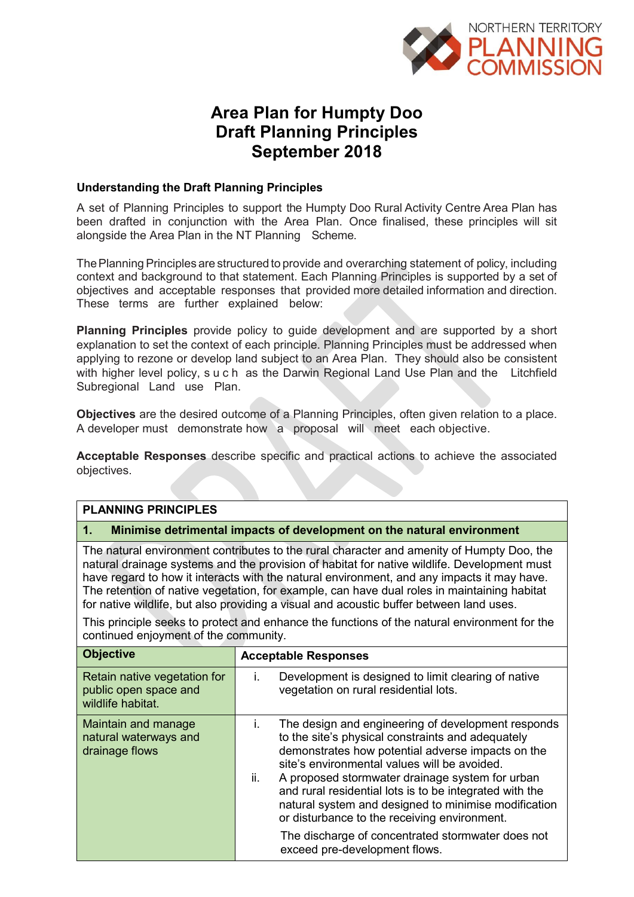# Area Plan for Humpty Doo
# Draft Planning Principles
# September 2018

### Understanding the Draft Planning Principles

A set of Planning Principles to support the Humpty Doo Rural Activity Centre Area Plan has been drafted in conjunction with the Area Plan. Once finalised, these principles will sit alongside the Area Plan in the NT Planning Scheme.

The Planning Principles are structured to provide and overarching statement of policy, including context and background to that statement. Each Planning Principles is supported by a set of objectives and acceptable responses that provided more detailed information and direction. These terms are further explained below:

**Planning Principles** provide policy to guide development and are supported by a short explanation to set the context of each principle. Planning Principles must be addressed when applying to rezone or develop land subject to an Area Plan. They should also be consistent with higher level policy, such as the Darwin Regional Land Use Plan and the Litchfield Subregional Land use Plan.

**Objectives** are the desired outcome of a Planning Principles, often given relation to a place. A developer must demonstrate how a proposal will meet each objective.

**Acceptable Responses** describe specific and practical actions to achieve the associated objectives.

**PLANNING PRINCIPLES**

**1. Minimise detrimental impacts of development on the natural environment**

The natural environment contributes to the rural character and amenity of Humpty Doo, the natural drainage systems and the provision of habitat for native wildlife. Development must have regard to how it interacts with the natural environment, and any impacts it may have. The retention of native vegetation, for example, can have dual roles in maintaining habitat for native wildlife, but also providing a visual and acoustic buffer between land uses.

This principle seeks to protect and enhance the functions of the natural environment for the continued enjoyment of the community.

| Objective | Acceptable Responses |
|---|---|
| Retain native vegetation for public open space and wildlife habitat. | i. Development is designed to limit clearing of native vegetation on rural residential lots. |
| Maintain and manage natural waterways and drainage flows | i. The design and engineering of development responds to the site's physical constraints and adequately demonstrates how potential adverse impacts on the site's environmental values will be avoided.<br>ii. A proposed stormwater drainage system for urban and rural residential lots is to be integrated with the natural system and designed to minimise modification or disturbance to the receiving environment.<br>The discharge of concentrated stormwater does not exceed pre-development flows. |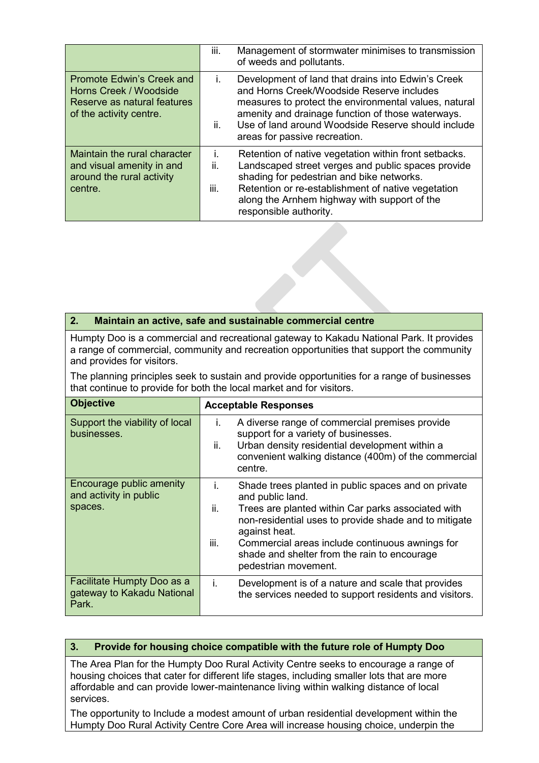| | |
|---|---|
| | iii. Management of stormwater minimises to transmission of weeds and pollutants. |
| Promote Edwin's Creek and Horns Creek / Woodside Reserve as natural features of the activity centre. | i. Development of land that drains into Edwin's Creek and Horns Creek/Woodside Reserve includes measures to protect the environmental values, natural amenity and drainage function of those waterways.<br>ii. Use of land around Woodside Reserve should include areas for passive recreation. |
| Maintain the rural character and visual amenity in and around the rural activity centre. | i. Retention of native vegetation within front setbacks.<br>ii. Landscaped street verges and public spaces provide shading for pedestrian and bike networks.<br>iii. Retention or re-establishment of native vegetation along the Arnhem highway with support of the responsible authority. |

## 2. Maintain an active, safe and sustainable commercial centre

Humpty Doo is a commercial and recreational gateway to Kakadu National Park. It provides a range of commercial, community and recreation opportunities that support the community and provides for visitors.

The planning principles seek to sustain and provide opportunities for a range of businesses that continue to provide for both the local market and for visitors.

| Objective | Acceptable Responses |
|---|---|
| Support the viability of local businesses. | i. A diverse range of commercial premises provide support for a variety of businesses.<br>ii. Urban density residential development within a convenient walking distance (400m) of the commercial centre. |
| Encourage public amenity and activity in public spaces. | i. Shade trees planted in public spaces and on private and public land.<br>ii. Trees are planted within Car parks associated with non-residential uses to provide shade and to mitigate against heat.<br>iii. Commercial areas include continuous awnings for shade and shelter from the rain to encourage pedestrian movement. |
| Facilitate Humpty Doo as a gateway to Kakadu National Park. | i. Development is of a nature and scale that provides the services needed to support residents and visitors. |

## 3. Provide for housing choice compatible with the future role of Humpty Doo

The Area Plan for the Humpty Doo Rural Activity Centre seeks to encourage a range of housing choices that cater for different life stages, including smaller lots that are more affordable and can provide lower-maintenance living within walking distance of local services.

The opportunity to Include a modest amount of urban residential development within the Humpty Doo Rural Activity Centre Core Area will increase housing choice, underpin the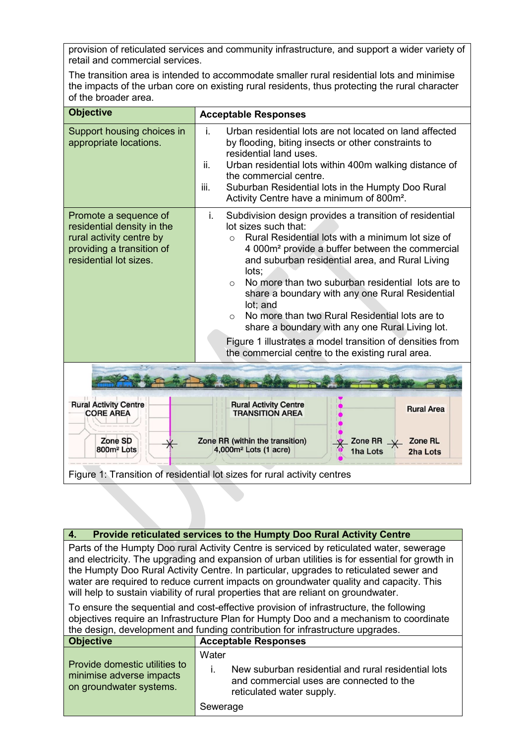provision of reticulated services and community infrastructure, and support a wider variety of retail and commercial services.

The transition area is intended to accommodate smaller rural residential lots and minimise the impacts of the urban core on existing rural residents, thus protecting the rural character of the broader area.

| Objective | Acceptable Responses |
|---|---|
| Support housing choices in appropriate locations. | i. Urban residential lots are not located on land affected by flooding, biting insects or other constraints to residential land uses.<br>ii. Urban residential lots within 400m walking distance of the commercial centre.<br>iii. Suburban Residential lots in the Humpty Doo Rural Activity Centre have a minimum of 800m². |
| Promote a sequence of residential density in the rural activity centre by providing a transition of residential lot sizes. | i. Subdivision design provides a transition of residential lot sizes such that:<br>○ Rural Residential lots with a minimum lot size of 4 000m² provide a buffer between the commercial and suburban residential area, and Rural Living lots;<br>○ No more than two suburban residential lots are to share a boundary with any one Rural Residential lot; and<br>○ No more than two Rural Residential lots are to share a boundary with any one Rural Living lot.<br><br>Figure 1 illustrates a model transition of densities from the commercial centre to the existing rural area. |

Rural Activity Centre CORE AREA | Rural Activity Centre TRANSITION AREA | Rural Area

Zone SD 800m² Lots | Zone RR (within the transition) 4,000m² Lots (1 acre) | Zone RR 1ha Lots | Zone RL 2ha Lots

Figure 1: Transition of residential lot sizes for rural activity centres

## 4. Provide reticulated services to the Humpty Doo Rural Activity Centre

Parts of the Humpty Doo rural Activity Centre is serviced by reticulated water, sewerage and electricity. The upgrading and expansion of urban utilities is for essential for growth in the Humpty Doo Rural Activity Centre. In particular, upgrades to reticulated sewer and water are required to reduce current impacts on groundwater quality and capacity. This will help to sustain viability of rural properties that are reliant on groundwater.

To ensure the sequential and cost-effective provision of infrastructure, the following objectives require an Infrastructure Plan for Humpty Doo and a mechanism to coordinate the design, development and funding contribution for infrastructure upgrades.

| Objective | Acceptable Responses |
|---|---|
| Provide domestic utilities to minimise adverse impacts on groundwater systems. | Water<br>i. New suburban residential and rural residential lots and commercial uses are connected to the reticulated water supply.<br><br>Sewerage |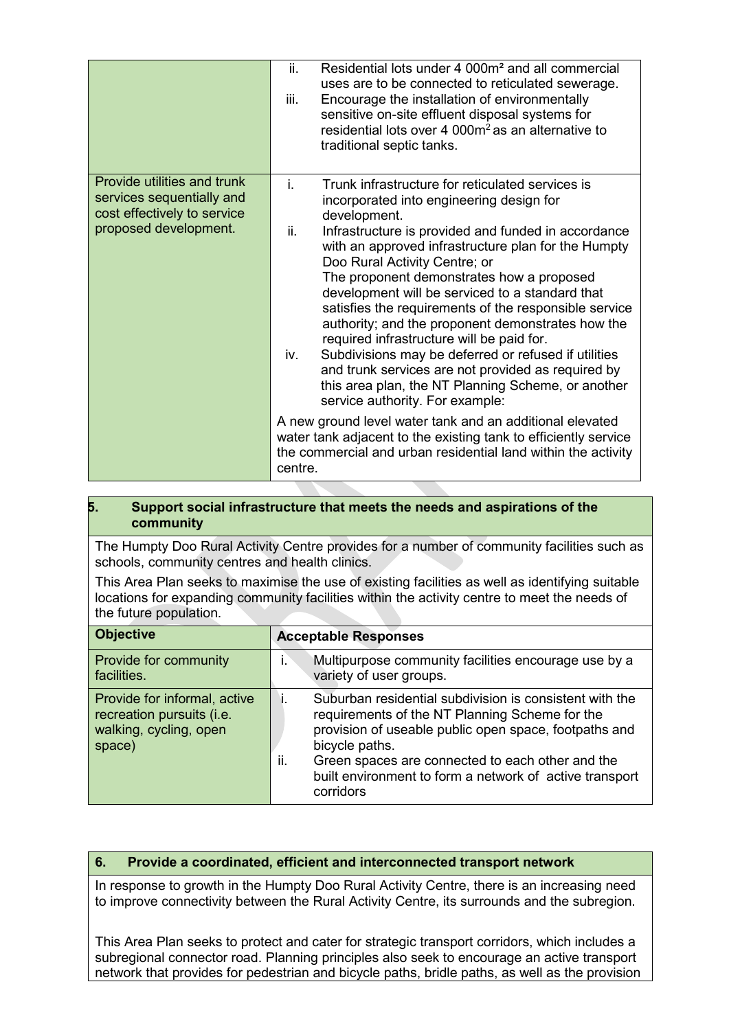| | |
|---|---|
| | ii. Residential lots under 4 000m² and all commercial uses are to be connected to reticulated sewerage.<br>iii. Encourage the installation of environmentally sensitive on-site effluent disposal systems for residential lots over 4 000m² as an alternative to traditional septic tanks. |
| Provide utilities and trunk services sequentially and cost effectively to service proposed development. | i. Trunk infrastructure for reticulated services is incorporated into engineering design for development.<br>ii. Infrastructure is provided and funded in accordance with an approved infrastructure plan for the Humpty Doo Rural Activity Centre; or<br>The proponent demonstrates how a proposed development will be serviced to a standard that satisfies the requirements of the responsible service authority; and the proponent demonstrates how the required infrastructure will be paid for.<br>iv. Subdivisions may be deferred or refused if utilities and trunk services are not provided as required by this area plan, the NT Planning Scheme, or another service authority. For example:<br>A new ground level water tank and an additional elevated water tank adjacent to the existing tank to efficiently service the commercial and urban residential land within the activity centre. |

## 5. Support social infrastructure that meets the needs and aspirations of the community

The Humpty Doo Rural Activity Centre provides for a number of community facilities such as schools, community centres and health clinics.

This Area Plan seeks to maximise the use of existing facilities as well as identifying suitable locations for expanding community facilities within the activity centre to meet the needs of the future population.

| Objective | Acceptable Responses |
|---|---|
| Provide for community facilities. | i. Multipurpose community facilities encourage use by a variety of user groups. |
| Provide for informal, active recreation pursuits (i.e. walking, cycling, open space) | i. Suburban residential subdivision is consistent with the requirements of the NT Planning Scheme for the provision of useable public open space, footpaths and bicycle paths.<br>ii. Green spaces are connected to each other and the built environment to form a network of active transport corridors |

## 6. Provide a coordinated, efficient and interconnected transport network

In response to growth in the Humpty Doo Rural Activity Centre, there is an increasing need to improve connectivity between the Rural Activity Centre, its surrounds and the subregion.

This Area Plan seeks to protect and cater for strategic transport corridors, which includes a subregional connector road. Planning principles also seek to encourage an active transport network that provides for pedestrian and bicycle paths, bridle paths, as well as the provision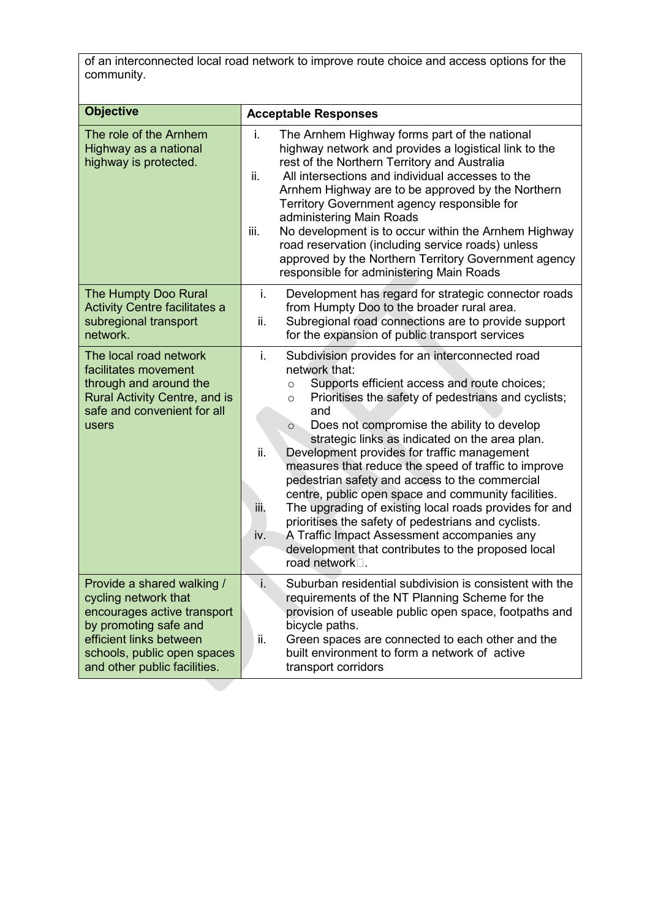of an interconnected local road network to improve route choice and access options for the community.

| Objective | Acceptable Responses |
| --- | --- |
| The role of the Arnhem Highway as a national highway is protected. | i. The Arnhem Highway forms part of the national highway network and provides a logistical link to the rest of the Northern Territory and Australia<br>ii. All intersections and individual accesses to the Arnhem Highway are to be approved by the Northern Territory Government agency responsible for administering Main Roads<br>iii. No development is to occur within the Arnhem Highway road reservation (including service roads) unless approved by the Northern Territory Government agency responsible for administering Main Roads |
| The Humpty Doo Rural Activity Centre facilitates a subregional transport network. | i. Development has regard for strategic connector roads from Humpty Doo to the broader rural area.<br>ii. Subregional road connections are to provide support for the expansion of public transport services |
| The local road network facilitates movement through and around the Rural Activity Centre, and is safe and convenient for all users | i. Subdivision provides for an interconnected road network that:<br>○ Supports efficient access and route choices;<br>○ Prioritises the safety of pedestrians and cyclists; and<br>○ Does not compromise the ability to develop strategic links as indicated on the area plan.<br>ii. Development provides for traffic management measures that reduce the speed of traffic to improve pedestrian safety and access to the commercial centre, public open space and community facilities.<br>iii. The upgrading of existing local roads provides for and prioritises the safety of pedestrians and cyclists.<br>iv. A Traffic Impact Assessment accompanies any development that contributes to the proposed local road network. |
| Provide a shared walking / cycling network that encourages active transport by promoting safe and efficient links between schools, public open spaces and other public facilities. | i. Suburban residential subdivision is consistent with the requirements of the NT Planning Scheme for the provision of useable public open space, footpaths and bicycle paths.<br>ii. Green spaces are connected to each other and the built environment to form a network of active transport corridors |